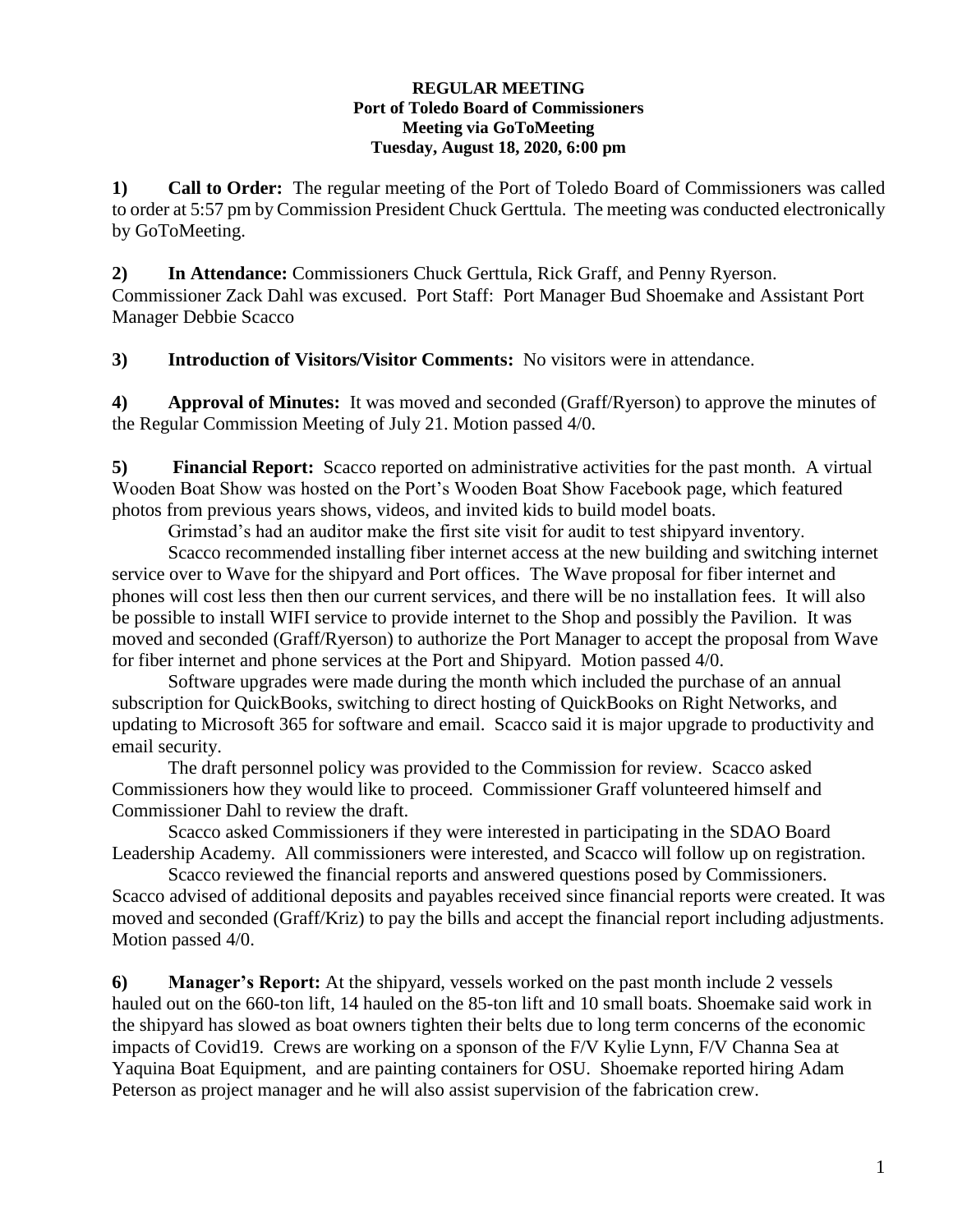**REGULAR MEETING**
**Port of Toledo Board of Commissioners**
**Meeting via GoToMeeting**
**Tuesday, August 18, 2020, 6:00 pm**

**1) Call to Order:** The regular meeting of the Port of Toledo Board of Commissioners was called to order at 5:57 pm by Commission President Chuck Gerttula. The meeting was conducted electronically by GoToMeeting.

**2) In Attendance:** Commissioners Chuck Gerttula, Rick Graff, and Penny Ryerson. Commissioner Zack Dahl was excused. Port Staff: Port Manager Bud Shoemake and Assistant Port Manager Debbie Scacco

**3) Introduction of Visitors/Visitor Comments:** No visitors were in attendance.

**4) Approval of Minutes:** It was moved and seconded (Graff/Ryerson) to approve the minutes of the Regular Commission Meeting of July 21. Motion passed 4/0.

**5) Financial Report:** Scacco reported on administrative activities for the past month. A virtual Wooden Boat Show was hosted on the Port's Wooden Boat Show Facebook page, which featured photos from previous years shows, videos, and invited kids to build model boats.

Grimstad's had an auditor make the first site visit for audit to test shipyard inventory.

Scacco recommended installing fiber internet access at the new building and switching internet service over to Wave for the shipyard and Port offices. The Wave proposal for fiber internet and phones will cost less then then our current services, and there will be no installation fees. It will also be possible to install WIFI service to provide internet to the Shop and possibly the Pavilion. It was moved and seconded (Graff/Ryerson) to authorize the Port Manager to accept the proposal from Wave for fiber internet and phone services at the Port and Shipyard. Motion passed 4/0.

Software upgrades were made during the month which included the purchase of an annual subscription for QuickBooks, switching to direct hosting of QuickBooks on Right Networks, and updating to Microsoft 365 for software and email. Scacco said it is major upgrade to productivity and email security.

The draft personnel policy was provided to the Commission for review. Scacco asked Commissioners how they would like to proceed. Commissioner Graff volunteered himself and Commissioner Dahl to review the draft.

Scacco asked Commissioners if they were interested in participating in the SDAO Board Leadership Academy. All commissioners were interested, and Scacco will follow up on registration.

Scacco reviewed the financial reports and answered questions posed by Commissioners. Scacco advised of additional deposits and payables received since financial reports were created. It was moved and seconded (Graff/Kriz) to pay the bills and accept the financial report including adjustments. Motion passed 4/0.

**6) Manager's Report:** At the shipyard, vessels worked on the past month include 2 vessels hauled out on the 660-ton lift, 14 hauled on the 85-ton lift and 10 small boats. Shoemake said work in the shipyard has slowed as boat owners tighten their belts due to long term concerns of the economic impacts of Covid19. Crews are working on a sponson of the F/V Kylie Lynn, F/V Channa Sea at Yaquina Boat Equipment, and are painting containers for OSU. Shoemake reported hiring Adam Peterson as project manager and he will also assist supervision of the fabrication crew.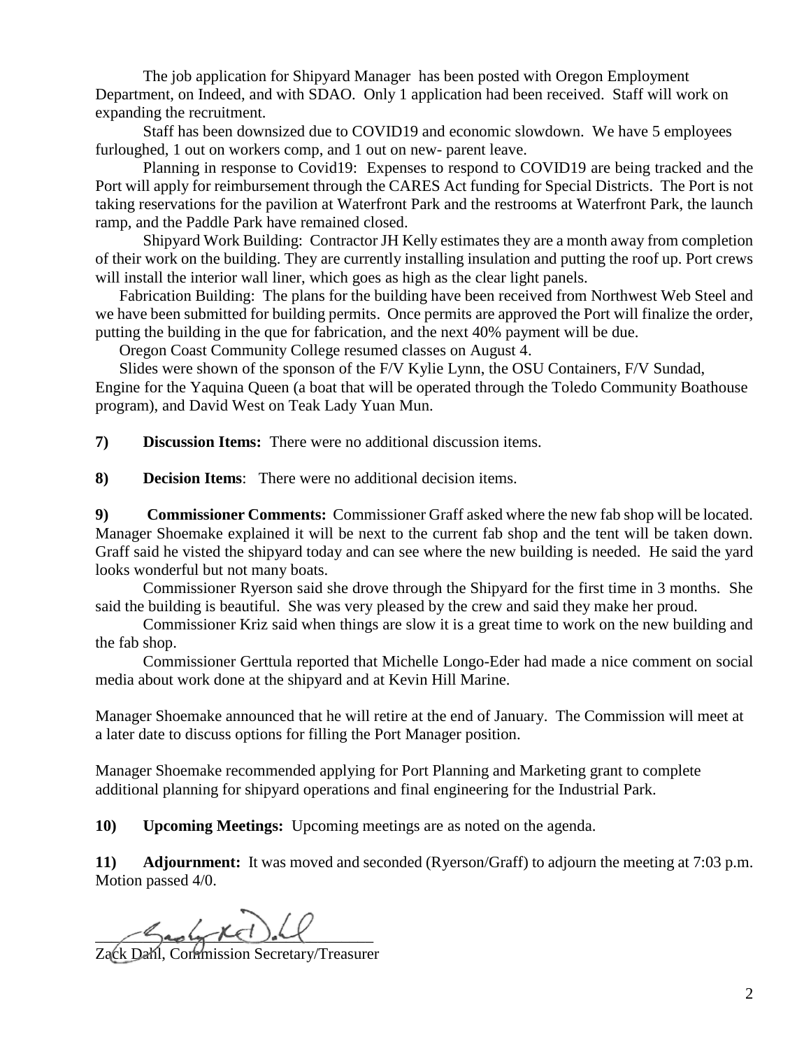The job application for Shipyard Manager has been posted with Oregon Employment Department, on Indeed, and with SDAO. Only 1 application had been received. Staff will work on expanding the recruitment.

Staff has been downsized due to COVID19 and economic slowdown. We have 5 employees furloughed, 1 out on workers comp, and 1 out on new- parent leave.

Planning in response to Covid19: Expenses to respond to COVID19 are being tracked and the Port will apply for reimbursement through the CARES Act funding for Special Districts. The Port is not taking reservations for the pavilion at Waterfront Park and the restrooms at Waterfront Park, the launch ramp, and the Paddle Park have remained closed.

Shipyard Work Building: Contractor JH Kelly estimates they are a month away from completion of their work on the building. They are currently installing insulation and putting the roof up. Port crews will install the interior wall liner, which goes as high as the clear light panels.

Fabrication Building: The plans for the building have been received from Northwest Web Steel and we have been submitted for building permits. Once permits are approved the Port will finalize the order, putting the building in the que for fabrication, and the next 40% payment will be due.

Oregon Coast Community College resumed classes on August 4.

Slides were shown of the sponson of the F/V Kylie Lynn, the OSU Containers, F/V Sundad, Engine for the Yaquina Queen (a boat that will be operated through the Toledo Community Boathouse program), and David West on Teak Lady Yuan Mun.

**7) Discussion Items:** There were no additional discussion items.

**8) Decision Items**: There were no additional decision items.

**9) Commissioner Comments:** Commissioner Graff asked where the new fab shop will be located. Manager Shoemake explained it will be next to the current fab shop and the tent will be taken down. Graff said he visted the shipyard today and can see where the new building is needed. He said the yard looks wonderful but not many boats.

Commissioner Ryerson said she drove through the Shipyard for the first time in 3 months. She said the building is beautiful. She was very pleased by the crew and said they make her proud.

Commissioner Kriz said when things are slow it is a great time to work on the new building and the fab shop.

Commissioner Gerttula reported that Michelle Longo-Eder had made a nice comment on social media about work done at the shipyard and at Kevin Hill Marine.

Manager Shoemake announced that he will retire at the end of January. The Commission will meet at a later date to discuss options for filling the Port Manager position.

Manager Shoemake recommended applying for Port Planning and Marketing grant to complete additional planning for shipyard operations and final engineering for the Industrial Park.

**10) Upcoming Meetings:** Upcoming meetings are as noted on the agenda.

**11) Adjournment:** It was moved and seconded (Ryerson/Graff) to adjourn the meeting at 7:03 p.m. Motion passed 4/0.

\_\_\_\_\_\_\_\_\_\_\_\_\_\_\_\_\_\_\_\_\_\_\_\_\_\_\_\_\_\_\_\_

Zack Dahl, Commission Secretary/Treasurer